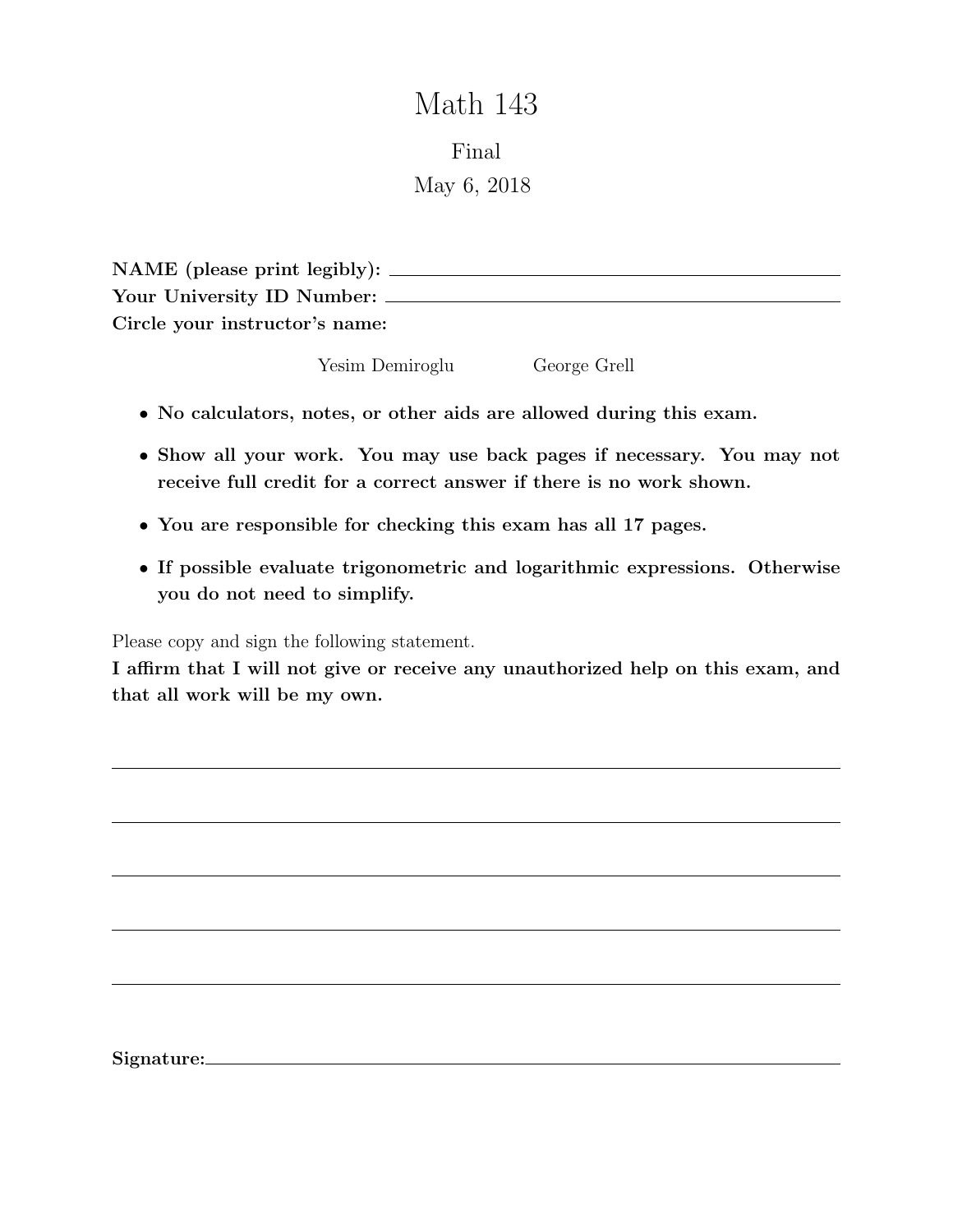# Math 143

## Final

May 6, 2018

**NAME (please print legibly):** ______________________________

**Your University ID Number:** ______________________________

**Circle your instructor's name:**

Yesim Demiroglu George Grell

- **No calculators, notes, or other aids are allowed during this exam.**
- **Show all your work. You may use back pages if necessary. You may not receive full credit for a correct answer if there is no work shown.**
- **You are responsible for checking this exam has all 17 pages.**
- **If possible evaluate trigonometric and logarithmic expressions. Otherwise you do not need to simplify.**

Please copy and sign the following statement.

**I affirm that I will not give or receive any unauthorized help on this exam, and that all work will be my own.**

______________________________

______________________________

______________________________

______________________________

______________________________

**Signature:** ______________________________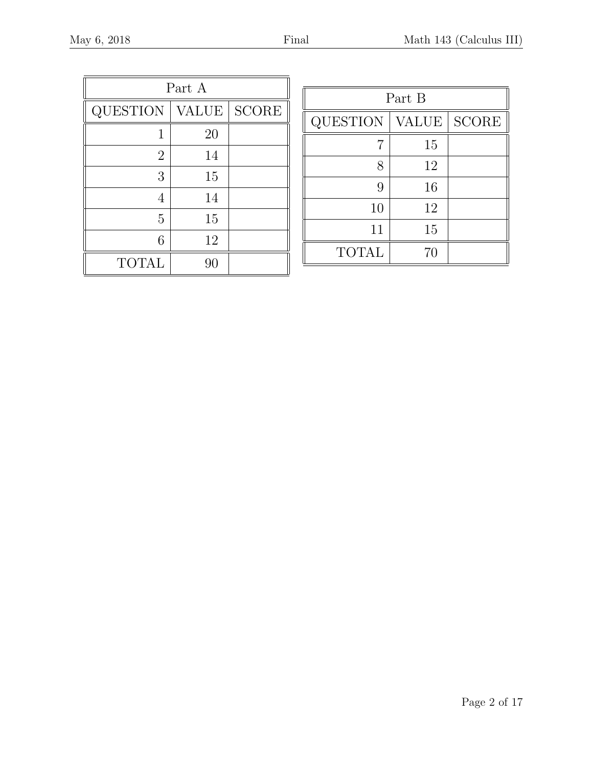| Part A | | |
|---|---|---|
| QUESTION | VALUE | SCORE |
| 1 | 20 | |
| 2 | 14 | |
| 3 | 15 | |
| 4 | 14 | |
| 5 | 15 | |
| 6 | 12 | |
| TOTAL | 90 | |

| Part B | | |
|---|---|---|
| QUESTION | VALUE | SCORE |
| 7 | 15 | |
| 8 | 12 | |
| 9 | 16 | |
| 10 | 12 | |
| 11 | 15 | |
| TOTAL | 70 | |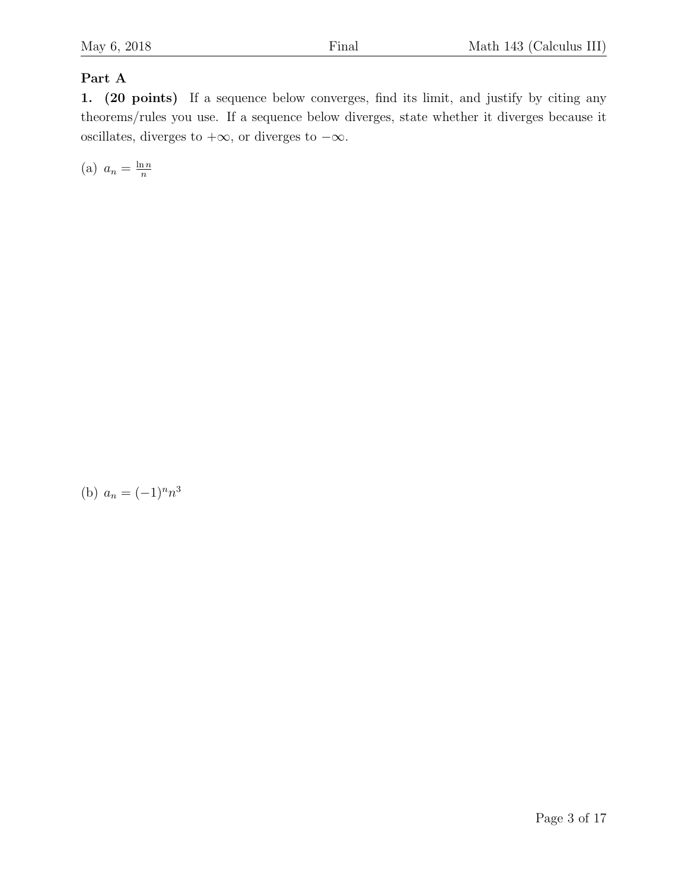## Part A

**1. (20 points)** If a sequence below converges, find its limit, and justify by citing any theorems/rules you use. If a sequence below diverges, state whether it diverges because it oscillates, diverges to $+\infty$, or diverges to $-\infty$.

(a) $a_n = \frac{\ln n}{n}$

(b) $a_n = (-1)^n n^3$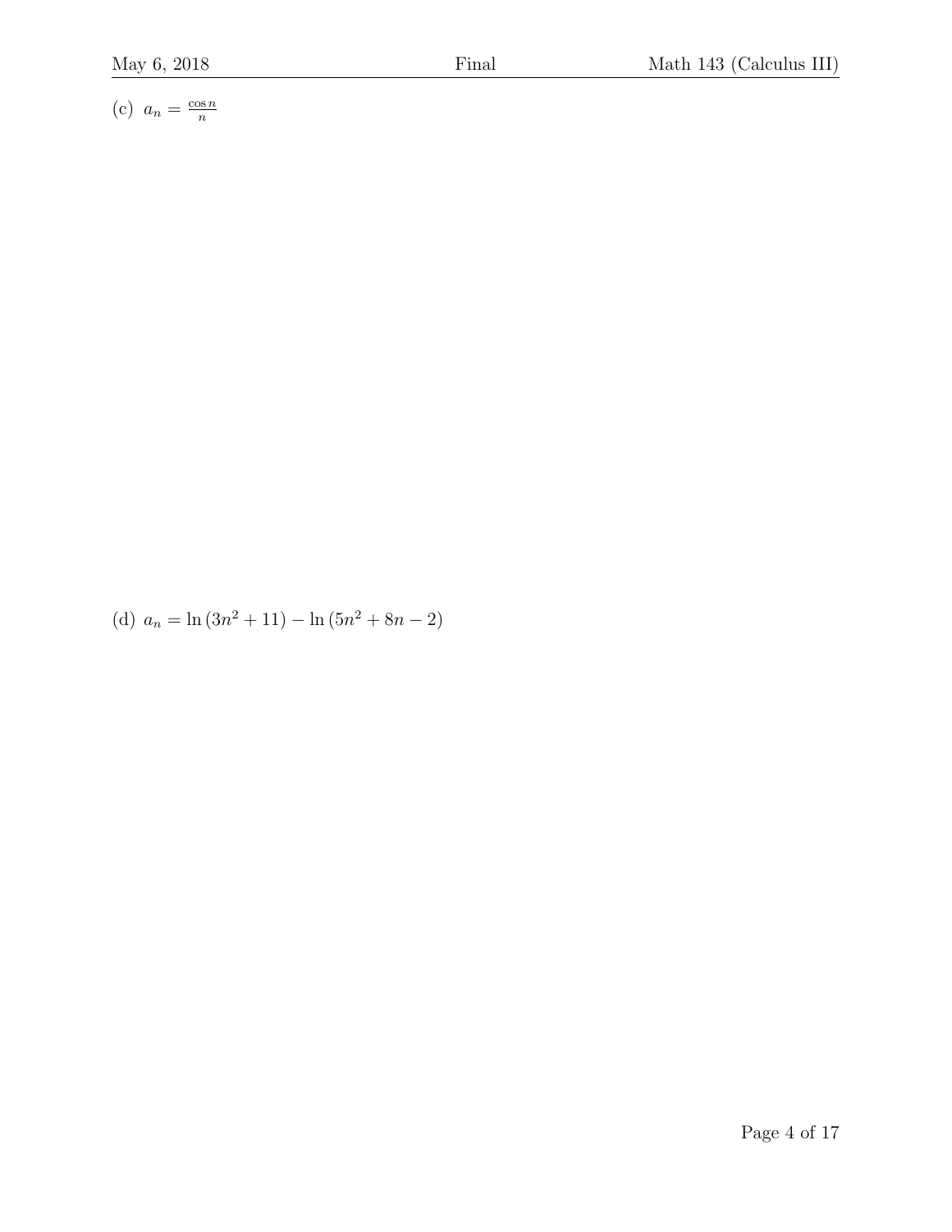(c) $a_n = \frac{\cos n}{n}$

(d) $a_n = \ln(3n^2 + 11) - \ln(5n^2 + 8n - 2)$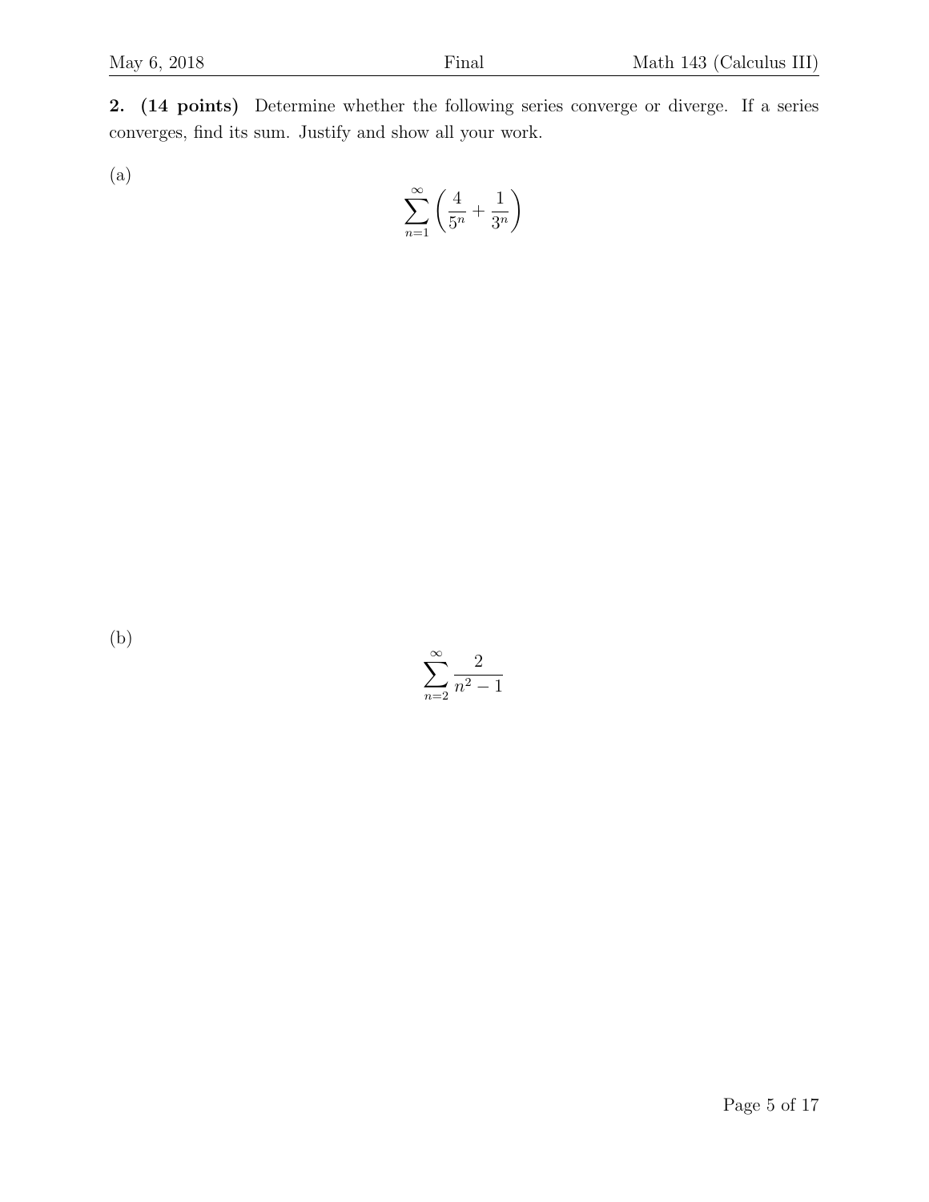**2. (14 points)** Determine whether the following series converge or diverge. If a series converges, find its sum. Justify and show all your work.

(a)

$$\sum_{n=1}^{\infty} \left( \frac{4}{5^n} + \frac{1}{3^n} \right)$$

(b)

$$\sum_{n=2}^{\infty} \frac{2}{n^2 - 1}$$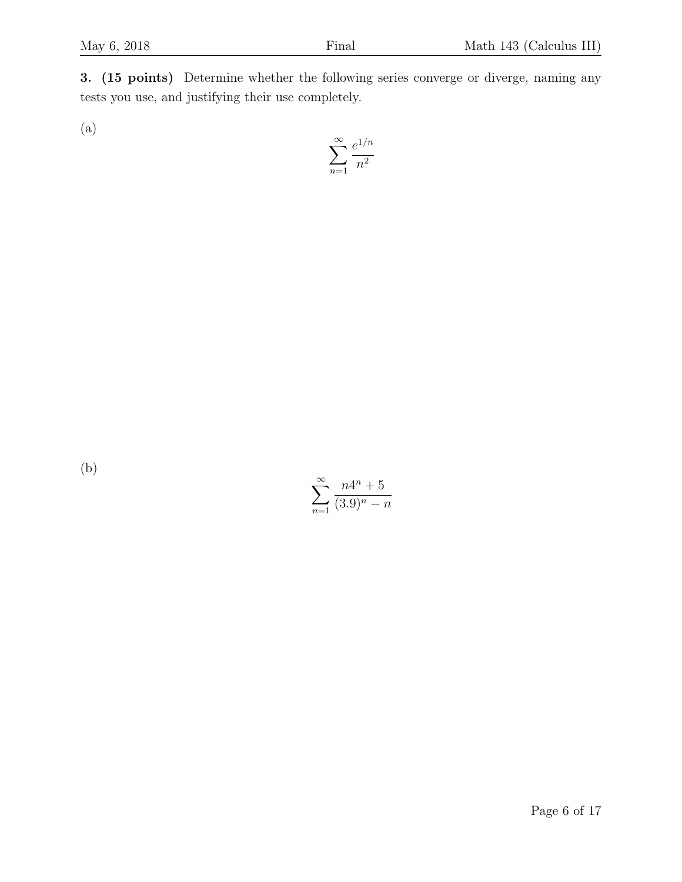**3. (15 points)** Determine whether the following series converge or diverge, naming any tests you use, and justifying their use completely.

(a)

$$\sum_{n=1}^{\infty} \frac{e^{1/n}}{n^2}$$

(b)

$$\sum_{n=1}^{\infty} \frac{n4^n + 5}{(3.9)^n - n}$$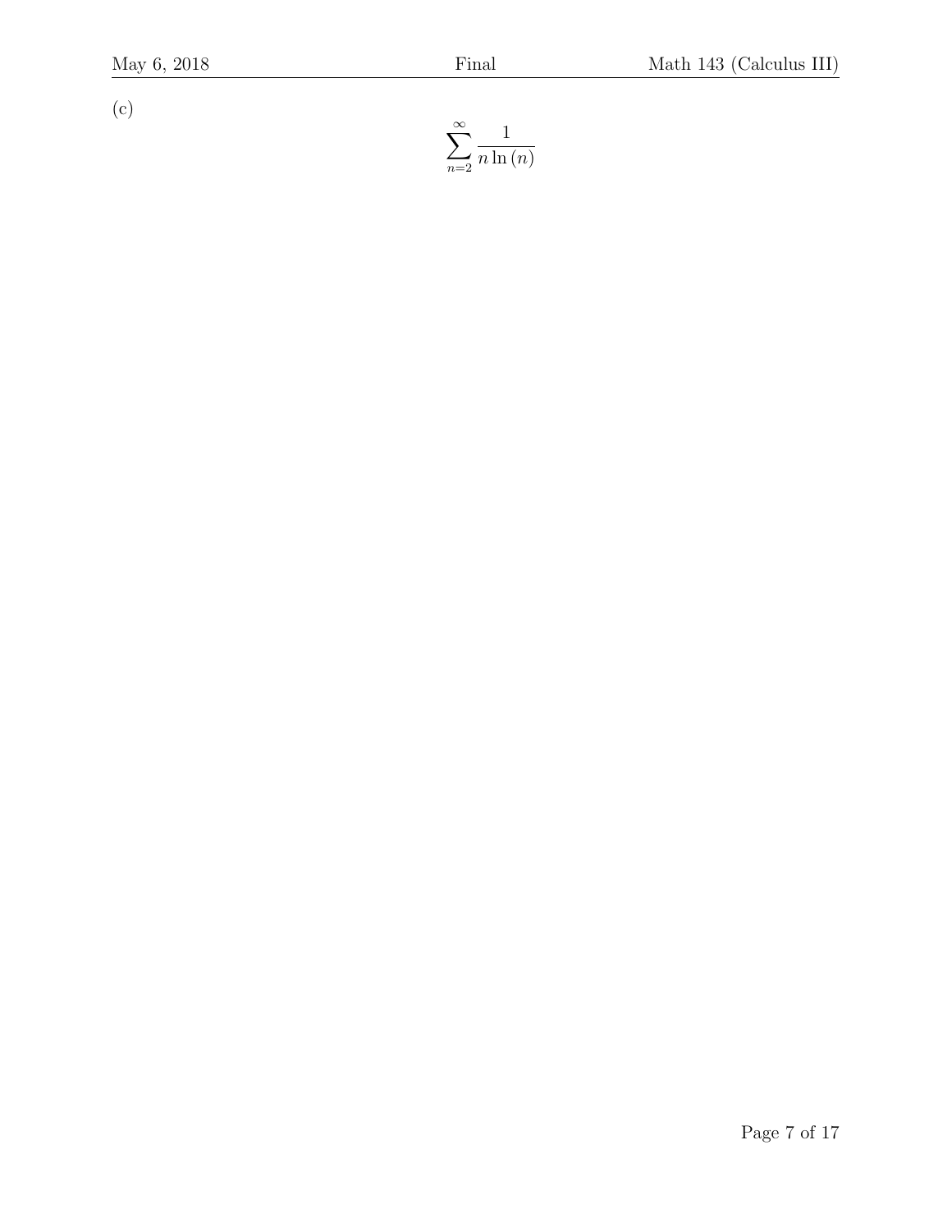(c)

$$\sum_{n=2}^{\infty} \frac{1}{n \ln(n)}$$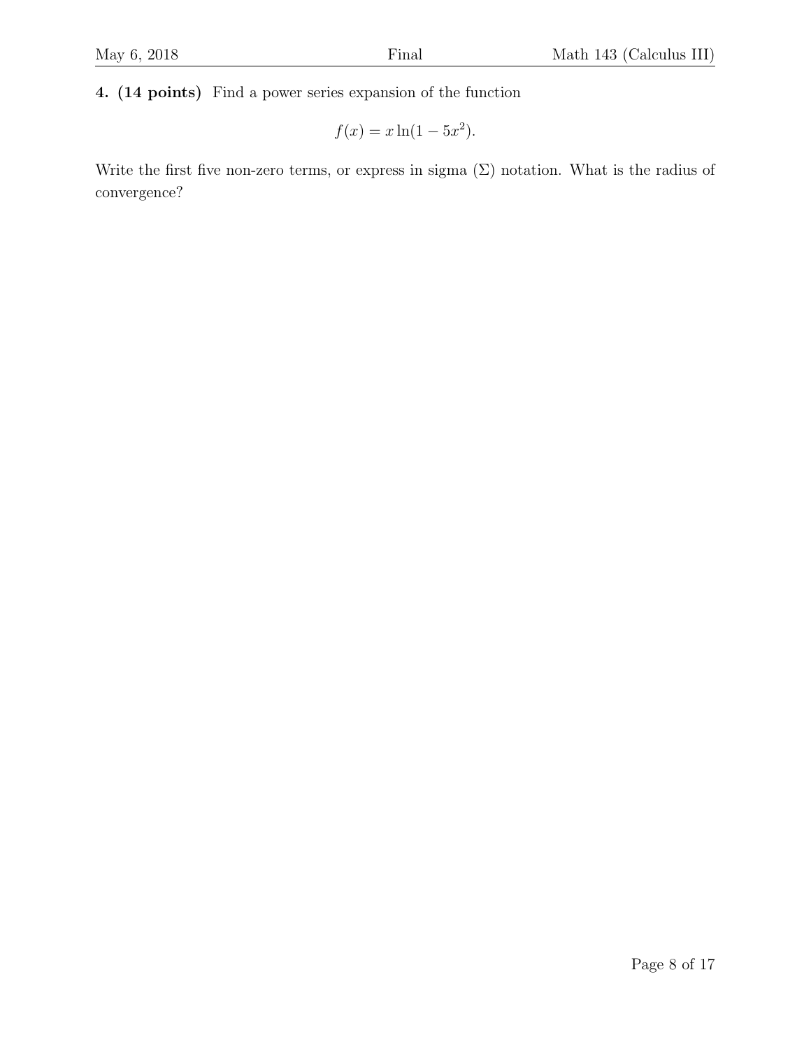**4. (14 points)** Find a power series expansion of the function

$$f(x) = x \ln(1 - 5x^2).$$

Write the first five non-zero terms, or express in sigma ($\Sigma$) notation. What is the radius of convergence?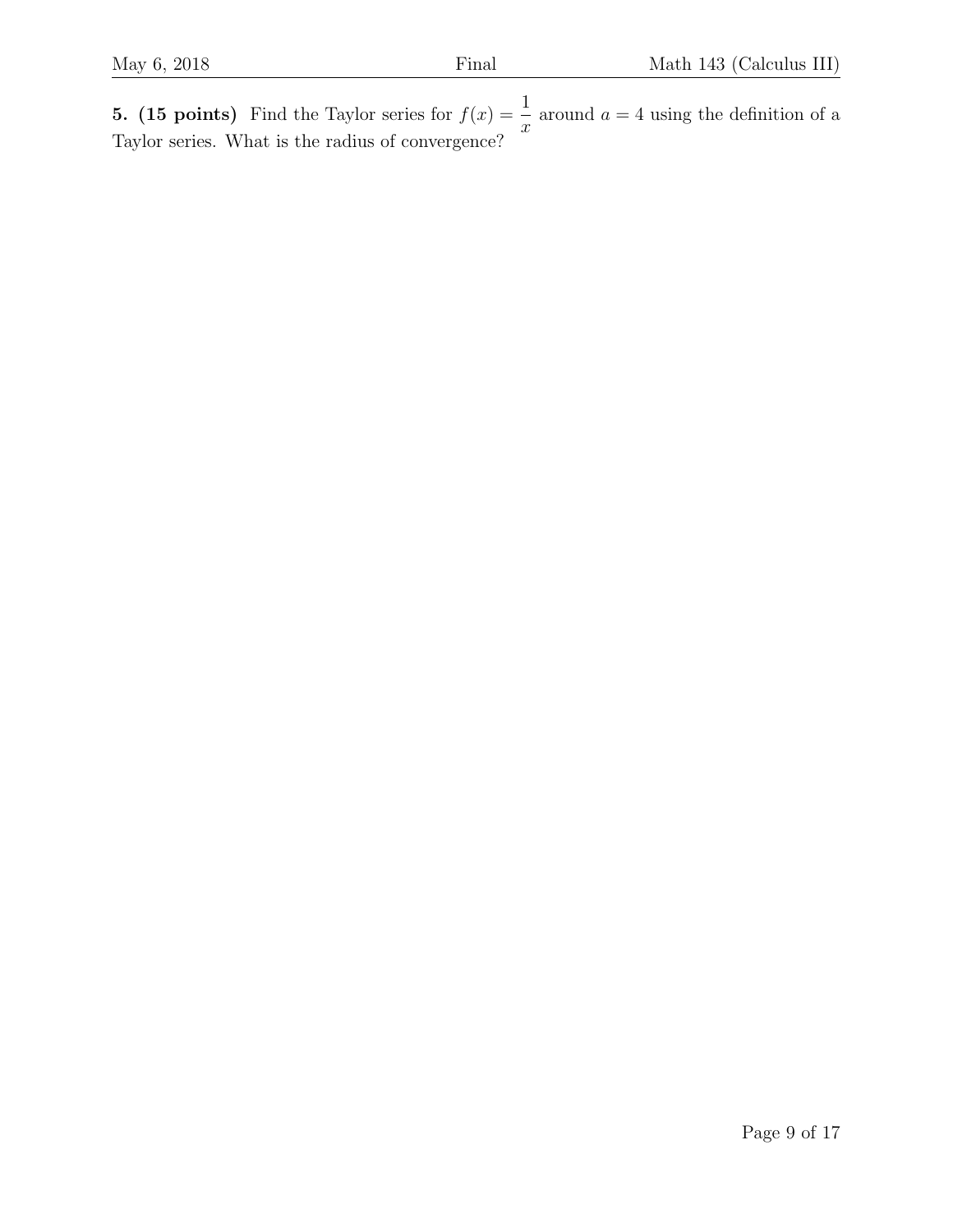**5. (15 points)** Find the Taylor series for $f(x) = \dfrac{1}{x}$ around $a = 4$ using the definition of a Taylor series. What is the radius of convergence?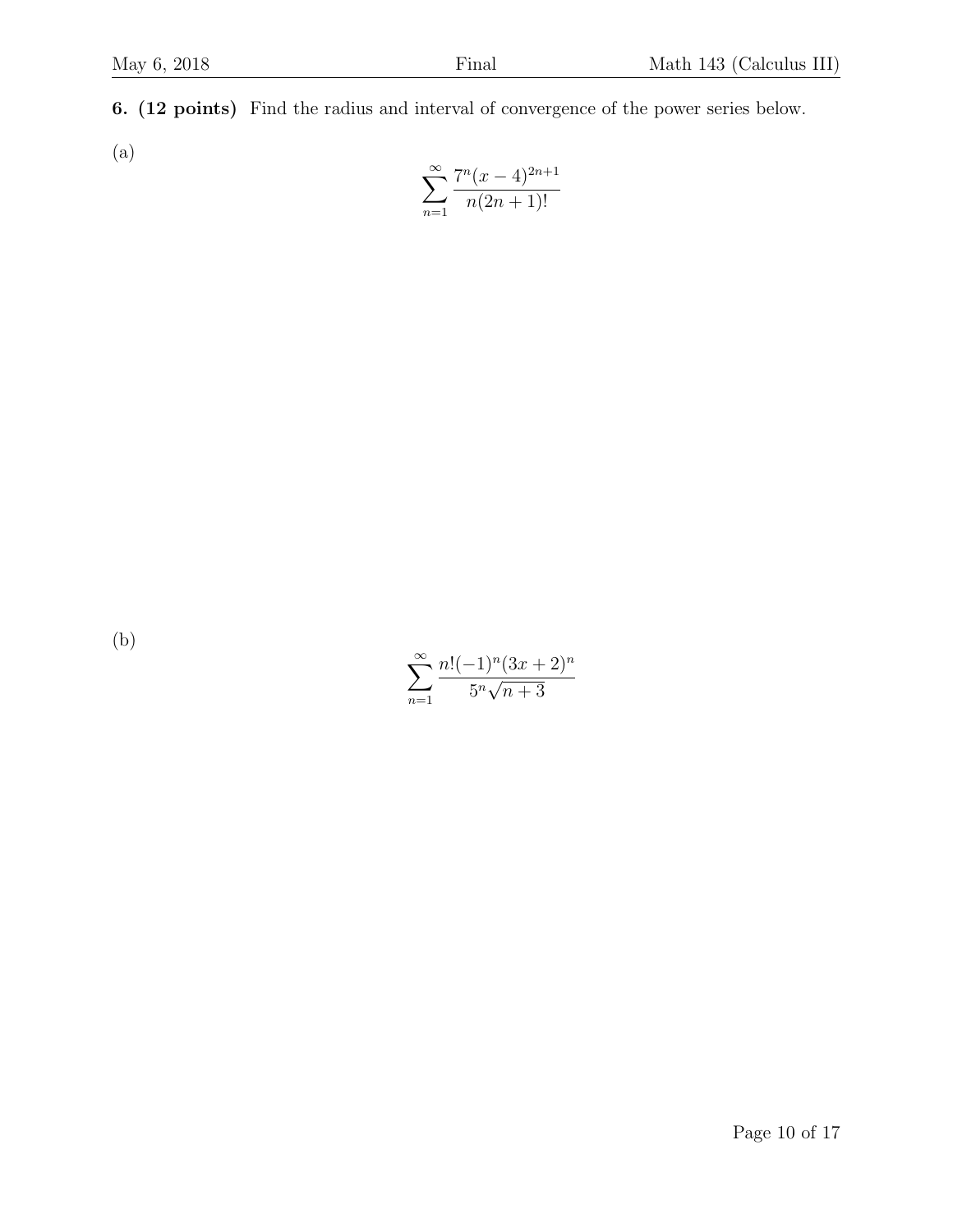**6. (12 points)** Find the radius and interval of convergence of the power series below.

(a)

$$\sum_{n=1}^{\infty} \frac{7^n (x-4)^{2n+1}}{n(2n+1)!}$$

(b)

$$\sum_{n=1}^{\infty} \frac{n!(-1)^n (3x+2)^n}{5^n \sqrt{n+3}}$$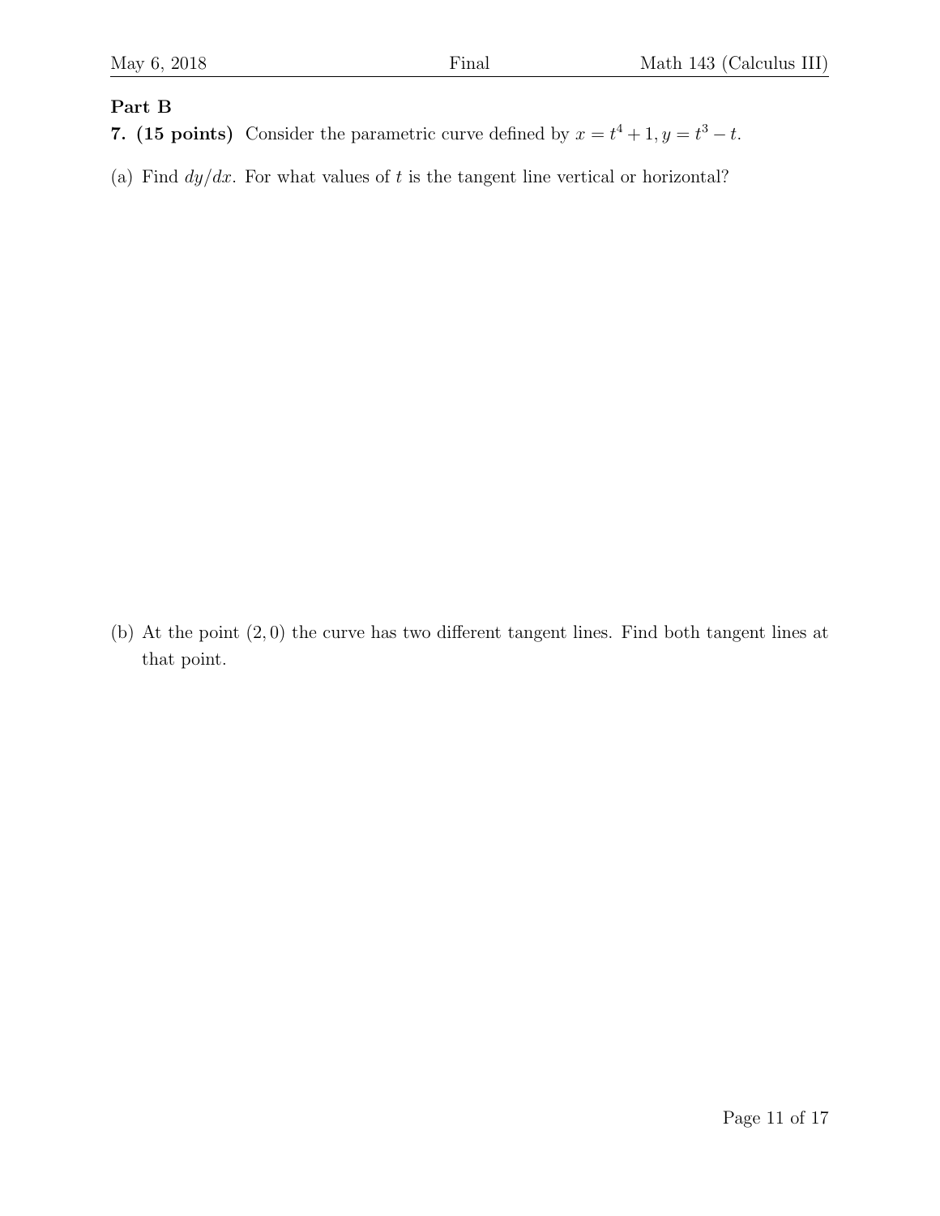## Part B

**7. (15 points)** Consider the parametric curve defined by $x = t^4 + 1, y = t^3 - t$.

(a) Find $dy/dx$. For what values of $t$ is the tangent line vertical or horizontal?

(b) At the point $(2, 0)$ the curve has two different tangent lines. Find both tangent lines at that point.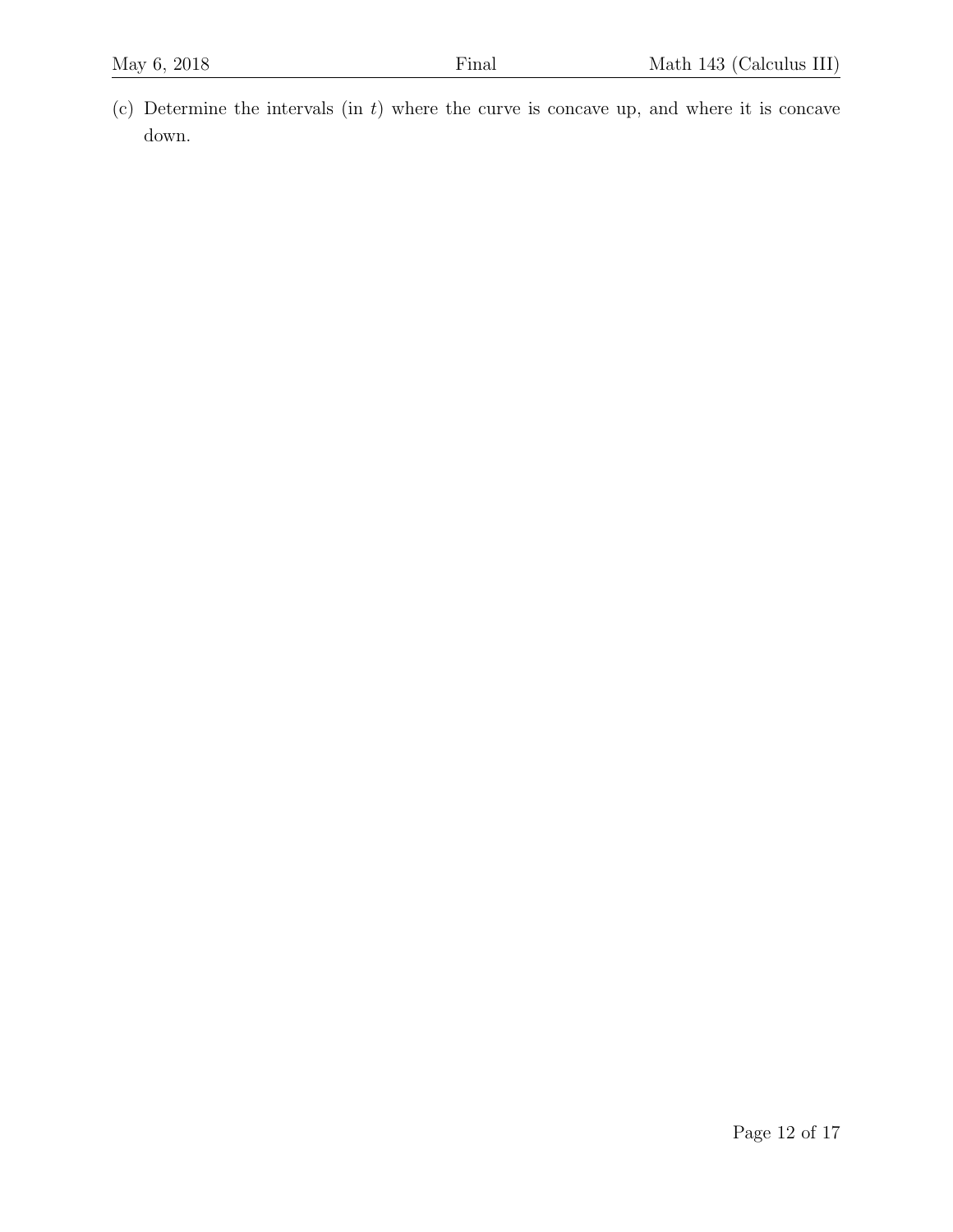(c) Determine the intervals (in $t$) where the curve is concave up, and where it is concave down.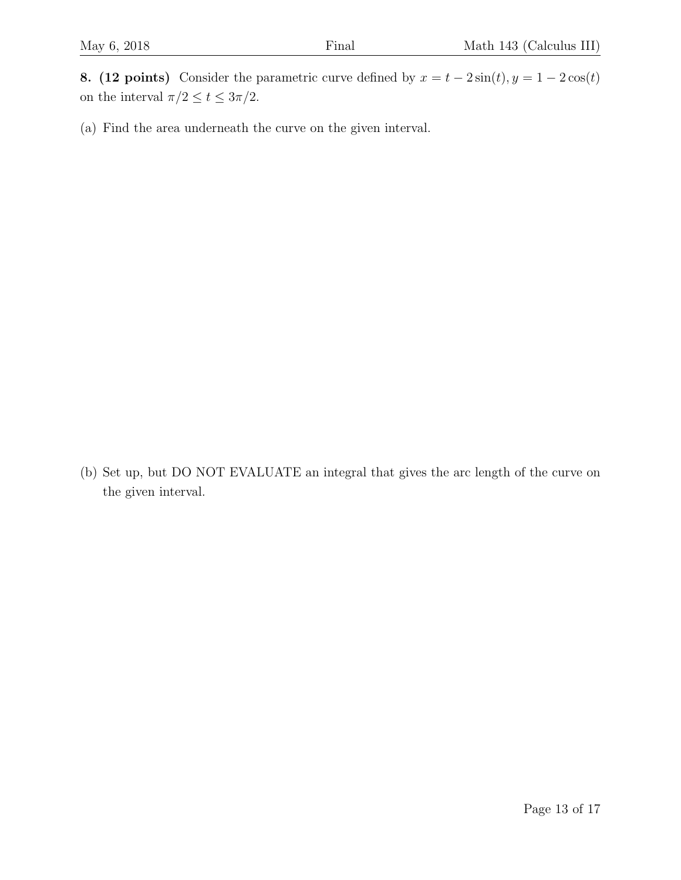**8. (12 points)** Consider the parametric curve defined by $x = t - 2\sin(t), y = 1 - 2\cos(t)$ on the interval $\pi/2 \leq t \leq 3\pi/2$.

(a) Find the area underneath the curve on the given interval.

(b) Set up, but DO NOT EVALUATE an integral that gives the arc length of the curve on the given interval.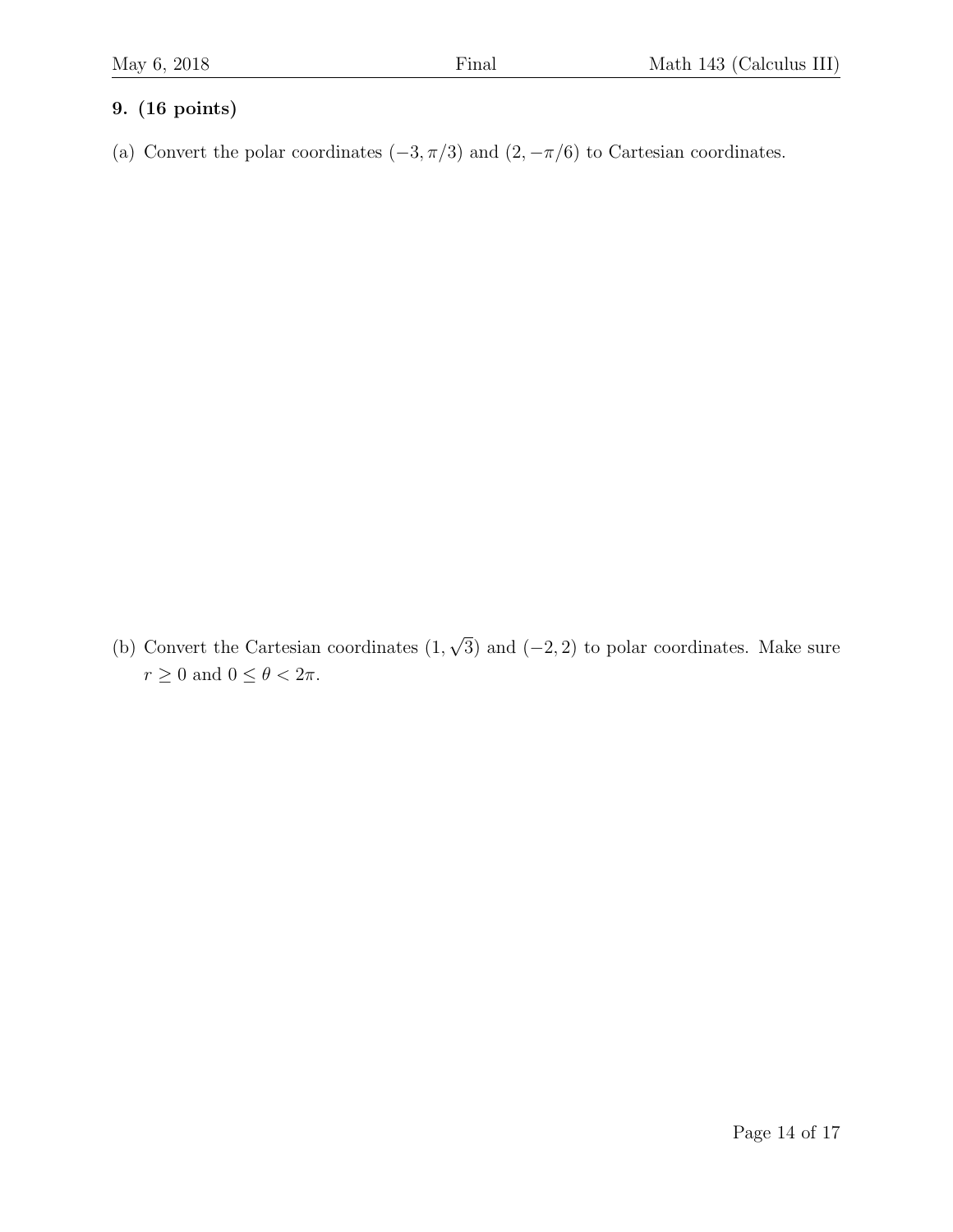**9. (16 points)**

(a) Convert the polar coordinates $(-3, \pi/3)$ and $(2, -\pi/6)$ to Cartesian coordinates.

(b) Convert the Cartesian coordinates $(1, \sqrt{3})$ and $(-2, 2)$ to polar coordinates. Make sure $r \geq 0$ and $0 \leq \theta < 2\pi$.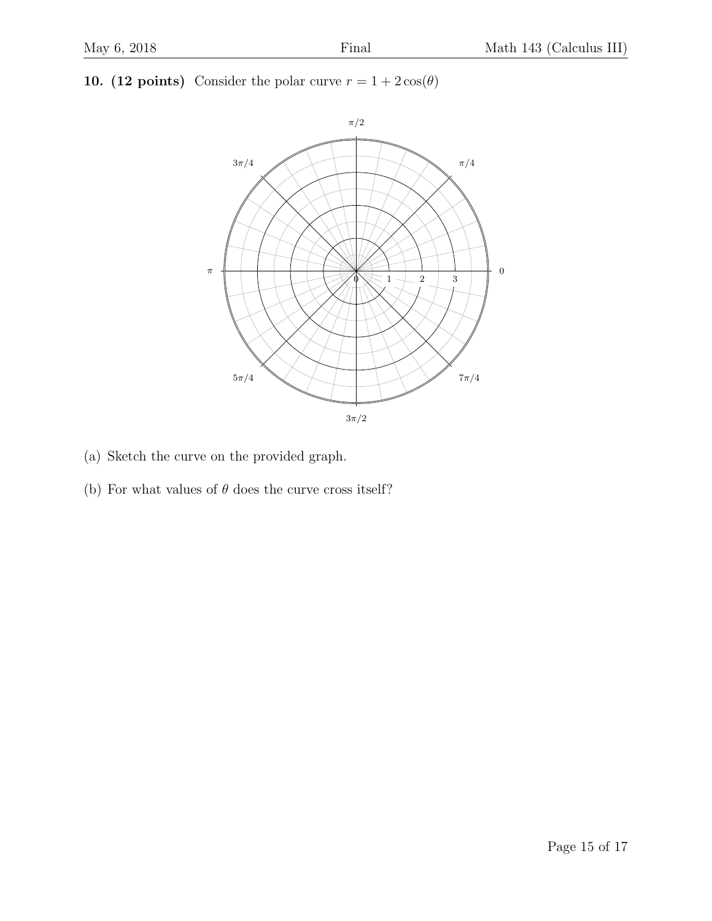**10. (12 points)** Consider the polar curve $r = 1 + 2\cos(\theta)$

(a) Sketch the curve on the provided graph.

(b) For what values of $\theta$ does the curve cross itself?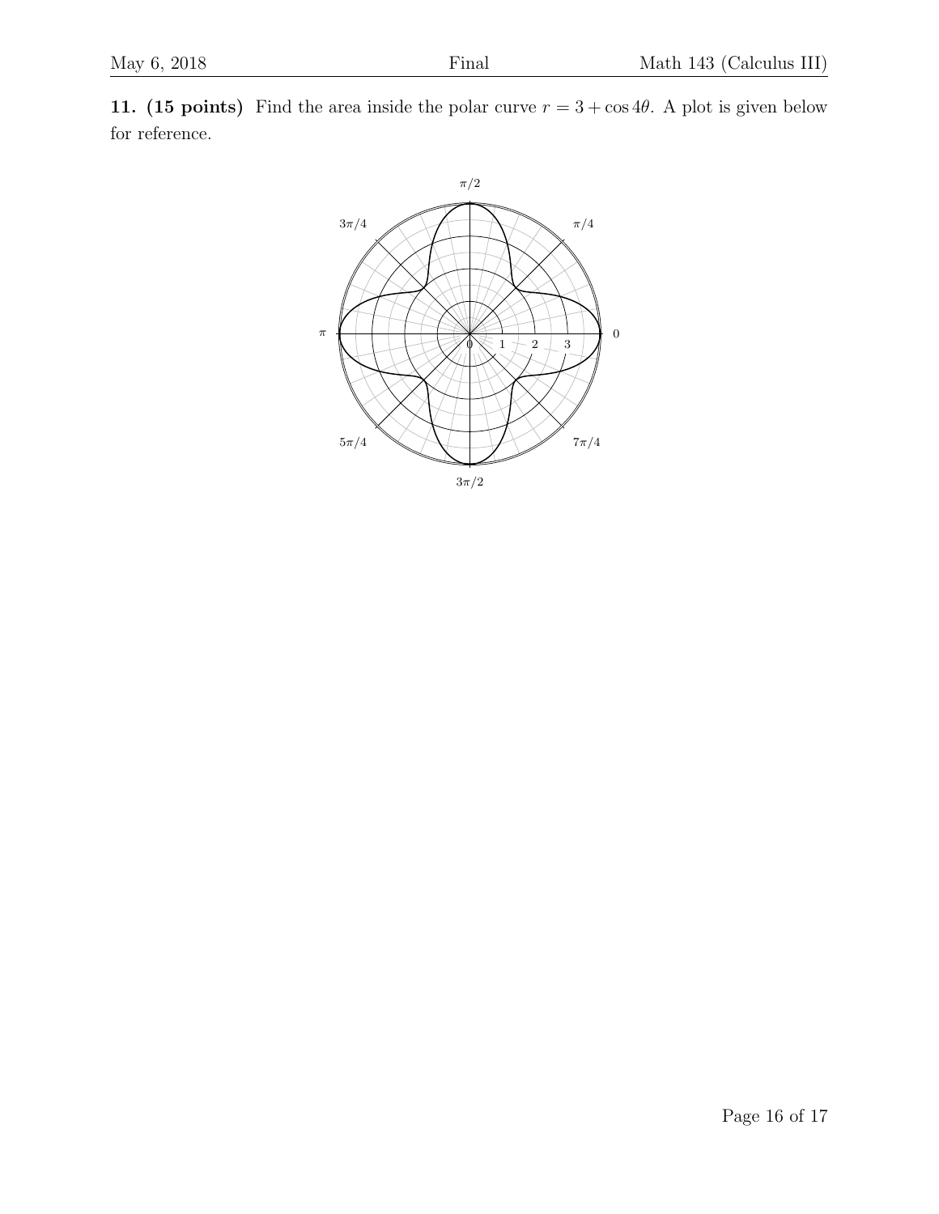**11. (15 points)** Find the area inside the polar curve $r = 3 + \cos 4\theta$. A plot is given below for reference.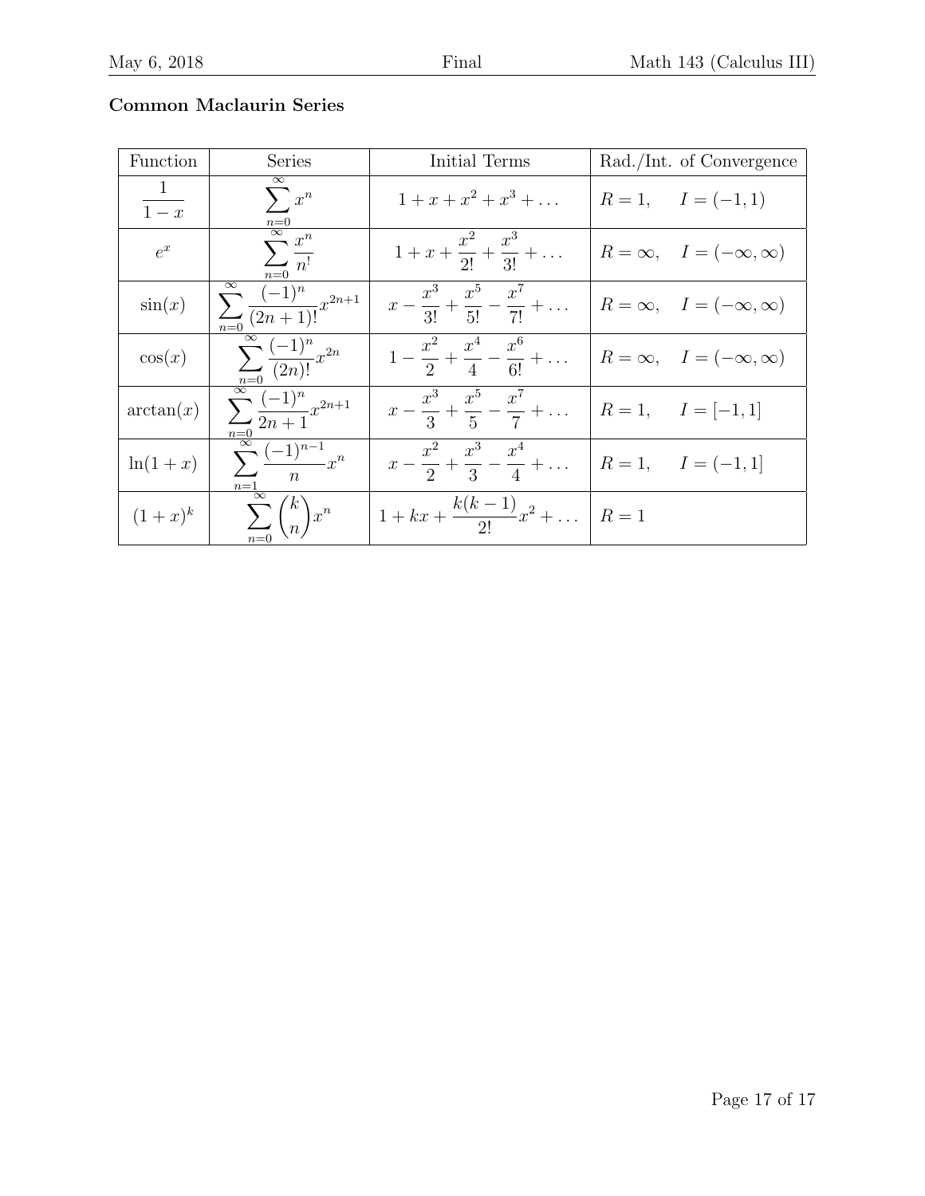**Common Maclaurin Series**

| Function | Series | Initial Terms | Rad./Int. of Convergence |
|---|---|---|---|
| $\dfrac{1}{1-x}$ | $\displaystyle\sum_{n=0}^{\infty} x^n$ | $1 + x + x^2 + x^3 + \dots$ | $R = 1, \quad I = (-1, 1)$ |
| $e^x$ | $\displaystyle\sum_{n=0}^{\infty} \frac{x^n}{n!}$ | $1 + x + \dfrac{x^2}{2!} + \dfrac{x^3}{3!} + \dots$ | $R = \infty, \quad I = (-\infty, \infty)$ |
| $\sin(x)$ | $\displaystyle\sum_{n=0}^{\infty} \frac{(-1)^n}{(2n+1)!} x^{2n+1}$ | $x - \dfrac{x^3}{3!} + \dfrac{x^5}{5!} - \dfrac{x^7}{7!} + \dots$ | $R = \infty, \quad I = (-\infty, \infty)$ |
| $\cos(x)$ | $\displaystyle\sum_{n=0}^{\infty} \frac{(-1)^n}{(2n)!} x^{2n}$ | $1 - \dfrac{x^2}{2} + \dfrac{x^4}{4} - \dfrac{x^6}{6!} + \dots$ | $R = \infty, \quad I = (-\infty, \infty)$ |
| $\arctan(x)$ | $\displaystyle\sum_{n=0}^{\infty} \frac{(-1)^n}{2n+1} x^{2n+1}$ | $x - \dfrac{x^3}{3} + \dfrac{x^5}{5} - \dfrac{x^7}{7} + \dots$ | $R = 1, \quad I = [-1, 1]$ |
| $\ln(1+x)$ | $\displaystyle\sum_{n=1}^{\infty} \frac{(-1)^{n-1}}{n} x^n$ | $x - \dfrac{x^2}{2} + \dfrac{x^3}{3} - \dfrac{x^4}{4} + \dots$ | $R = 1, \quad I = (-1, 1]$ |
| $(1+x)^k$ | $\displaystyle\sum_{n=0}^{\infty} \binom{k}{n} x^n$ | $1 + kx + \dfrac{k(k-1)}{2!} x^2 + \dots$ | $R = 1$ |